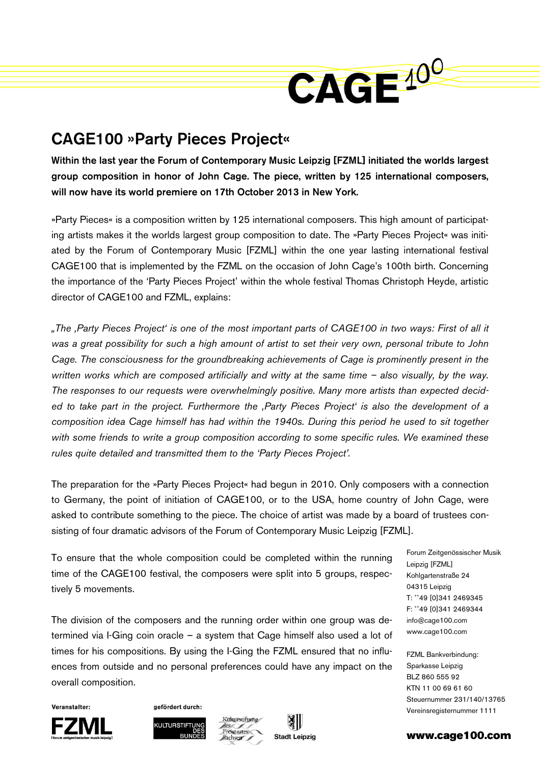# CAGE100 »Party Pieces Project«

**Within the last year the Forum of Contemporary Music Leipzig [FZML] initiated the worlds largest group composition in honor of John Cage. The piece, written by 125 international composers, will now have its world premiere on 17th October 2013 in New York.**

»Party Pieces« is a composition written by 125 international composers. This high amount of participating artists makes it the worlds largest group composition to date. The »Party Pieces Project« was initiated by the Forum of Contemporary Music [FZML] within the one year lasting international festival CAGE100 that is implemented by the FZML on the occasion of John Cage's 100th birth. Concerning the importance of the 'Party Pieces Project' within the whole festival Thomas Christoph Heyde, artistic director of CAGE100 and FZML, explains:

*„The ‚Party Pieces Project' is one of the most important parts of CAGE100 in two ways: First of all it was a great possibility for such a high amount of artist to set their very own, personal tribute to John Cage. The consciousness for the groundbreaking achievements of Cage is prominently present in the written works which are composed artificially and witty at the same time – also visually, by the way. The responses to our requests were overwhelmingly positive. Many more artists than expected decided to take part in the project. Furthermore the ‚Party Pieces Project' is also the development of a composition idea Cage himself has had within the 1940s. During this period he used to sit together with some friends to write a group composition according to some specific rules. We examined these rules quite detailed and transmitted them to the 'Party Pieces Project'.*

The preparation for the »Party Pieces Project« had begun in 2010. Only composers with a connection to Germany, the point of initiation of CAGE100, or to the USA, home country of John Cage, were asked to contribute something to the piece. The choice of artist was made by a board of trustees consisting of four dramatic advisors of the Forum of Contemporary Music Leipzig [FZML].

To ensure that the whole composition could be completed within the running time of the CAGE100 festival, the composers were split into 5 groups, respectively 5 movements.

The division of the composers and the running order within one group was determined via I-Ging coin oracle – a system that Cage himself also used a lot of times for his compositions. By using the I-Ging the FZML ensured that no influences from outside and no personal preferences could have any impact on the overall composition.

Forum Zeitgenössischer Musik Leipzig [FZML]
Kohlgartenstraße 24
04315 Leipzig
T: ++49 [0]341 2469345
F: ++49 [0]341 2469344
info@cage100.com
www.cage100.com

FZML Bankverbindung:
Sparkasse Leipzig
BLZ 860 555 92
KTN 11 00 69 61 60
Steuernummer 231/140/13765
Vereinsregisternummer 1111

Veranstalter: FZML [forum zeitgenössischer musik leipzig]

gefördert durch: Kulturstiftung des Bundes, Kulturstiftung des Freistaates Sachsen, Stadt Leipzig

www.cage100.com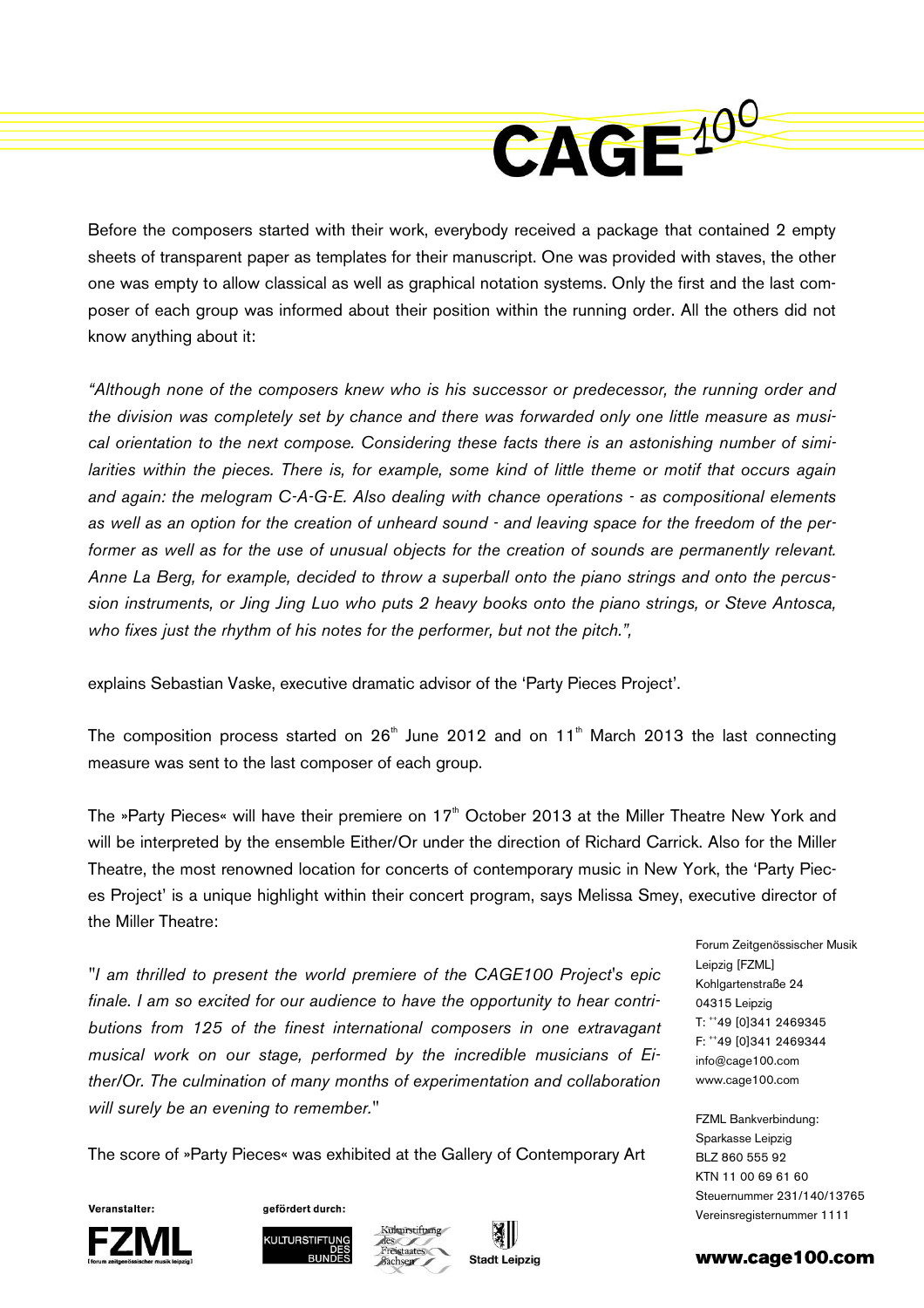Before the composers started with their work, everybody received a package that contained 2 empty sheets of transparent paper as templates for their manuscript. One was provided with staves, the other one was empty to allow classical as well as graphical notation systems. Only the first and the last composer of each group was informed about their position within the running order. All the others did not know anything about it:

*“Although none of the composers knew who is his successor or predecessor, the running order and the division was completely set by chance and there was forwarded only one little measure as musical orientation to the next compose. Considering these facts there is an astonishing number of similarities within the pieces. There is, for example, some kind of little theme or motif that occurs again and again: the melogram C-A-G-E. Also dealing with chance operations - as compositional elements as well as an option for the creation of unheard sound - and leaving space for the freedom of the performer as well as for the use of unusual objects for the creation of sounds are permanently relevant. Anne La Berg, for example, decided to throw a superball onto the piano strings and onto the percussion instruments, or Jing Jing Luo who puts 2 heavy books onto the piano strings, or Steve Antosca, who fixes just the rhythm of his notes for the performer, but not the pitch.”,*

explains Sebastian Vaske, executive dramatic advisor of the ‘Party Pieces Project’.

The composition process started on 26th June 2012 and on 11th March 2013 the last connecting measure was sent to the last composer of each group.

The »Party Pieces« will have their premiere on 17th October 2013 at the Miller Theatre New York and will be interpreted by the ensemble Either/Or under the direction of Richard Carrick. Also for the Miller Theatre, the most renowned location for concerts of contemporary music in New York, the ‘Party Pieces Project’ is a unique highlight within their concert program, says Melissa Smey, executive director of the Miller Theatre:

"*I am thrilled to present the world premiere of the CAGE100 Project's epic finale. I am so excited for our audience to have the opportunity to hear contributions from 125 of the finest international composers in one extravagant musical work on our stage, performed by the incredible musicians of Either/Or. The culmination of many months of experimentation and collaboration will surely be an evening to remember.*"

The score of »Party Pieces« was exhibited at the Gallery of Contemporary Art

Forum Zeitgenössischer Musik Leipzig [FZML]
Kohlgartenstraße 24
04315 Leipzig
T: ++49 [0]341 2469345
F: ++49 [0]341 2469344
info@cage100.com
www.cage100.com

FZML Bankverbindung:
Sparkasse Leipzig
BLZ 860 555 92
KTN 11 00 69 61 60
Steuernummer 231/140/13765
Vereinsregisternummer 1111

Veranstalter: FZML [forum zeitgenössischer musik leipzig]

gefördert durch: Kulturstiftung des Bundes, Kulturstiftung des Freistaates Sachsen, Stadt Leipzig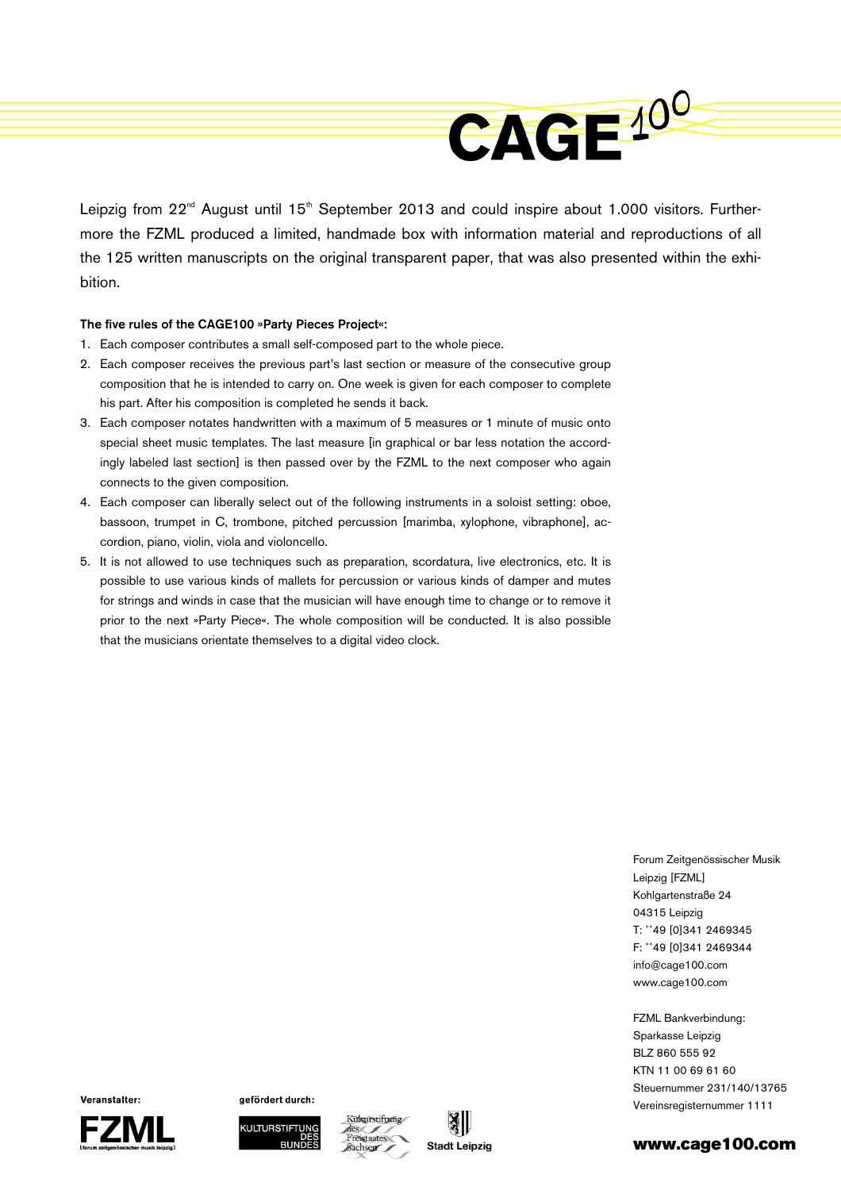Leipzig from 22nd August until 15th September 2013 and could inspire about 1.000 visitors. Furthermore the FZML produced a limited, handmade box with information material and reproductions of all the 125 written manuscripts on the original transparent paper, that was also presented within the exhibition.

**The five rules of the CAGE100 »Party Pieces Project«:**

1. Each composer contributes a small self-composed part to the whole piece.
2. Each composer receives the previous part's last section or measure of the consecutive group composition that he is intended to carry on. One week is given for each composer to complete his part. After his composition is completed he sends it back.
3. Each composer notates handwritten with a maximum of 5 measures or 1 minute of music onto special sheet music templates. The last measure [in graphical or bar less notation the accordingly labeled last section] is then passed over by the FZML to the next composer who again connects to the given composition.
4. Each composer can liberally select out of the following instruments in a soloist setting: oboe, bassoon, trumpet in C, trombone, pitched percussion [marimba, xylophone, vibraphone], accordion, piano, violin, viola and violoncello.
5. It is not allowed to use techniques such as preparation, scordatura, live electronics, etc. It is possible to use various kinds of mallets for percussion or various kinds of damper and mutes for strings and winds in case that the musician will have enough time to change or to remove it prior to the next »Party Piece«. The whole composition will be conducted. It is also possible that the musicians orientate themselves to a digital video clock.

Forum Zeitgenössischer Musik
Leipzig [FZML]
Kohlgartenstraße 24
04315 Leipzig
T: ++49 [0]341 2469345
F: ++49 [0]341 2469344
info@cage100.com
www.cage100.com

FZML Bankverbindung:
Sparkasse Leipzig
BLZ 860 555 92
KTN 11 00 69 61 60
Steuernummer 231/140/13765
Vereinsregisternummer 1111

Veranstalter: FZML [forum zeitgenössischer musik leipzig]

gefördert durch: Kulturstiftung des Bundes, Kulturstiftung des Freistaates Sachsen, Stadt Leipzig

**www.cage100.com**